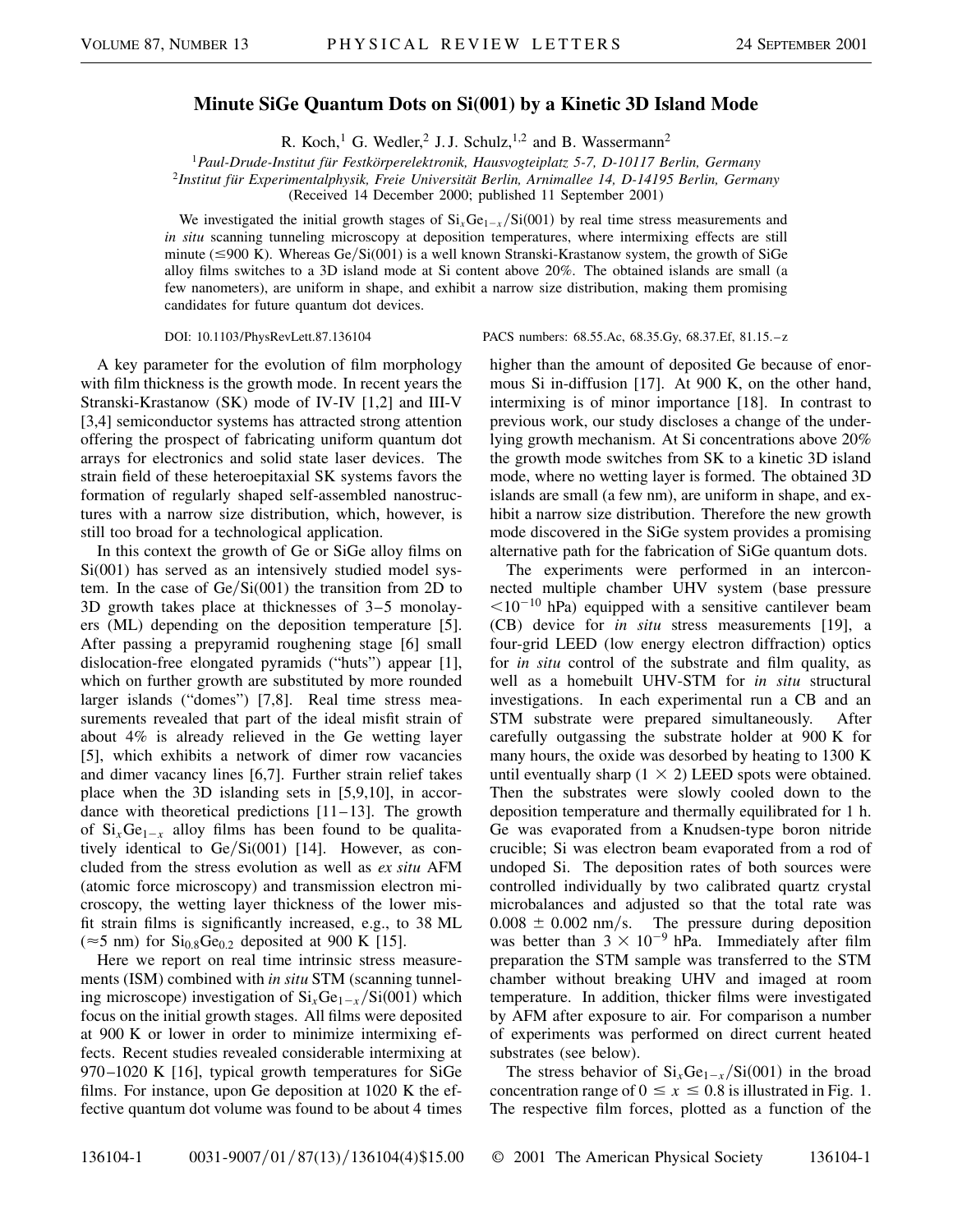# Minute SiGe Quantum Dots on Si(001) by a Kinetic 3D Island Mode

R. Koch,[1] G. Wedler,[2] J. J. Schulz,[1,2] and B. Wassermann[2]

[1]*Paul-Drude-Institut für Festkörperelektronik, Hausvogteiplatz 5-7, D-10117 Berlin, Germany*
[2]*Institut für Experimentalphysik, Freie Universität Berlin, Arnimallee 14, D-14195 Berlin, Germany*
(Received 14 December 2000; published 11 September 2001)

We investigated the initial growth stages of $Si_xGe_{1-x}$/Si(001) by real time stress measurements and *in situ* scanning tunneling microscopy at deposition temperatures, where intermixing effects are still minute ($\leq$900 K). Whereas Ge/Si(001) is a well known Stranski-Krastanow system, the growth of SiGe alloy films switches to a 3D island mode at Si content above 20%. The obtained islands are small (a few nanometers), are uniform in shape, and exhibit a narrow size distribution, making them promising candidates for future quantum dot devices.

DOI: 10.1103/PhysRevLett.87.136104 PACS numbers: 68.55.Ac, 68.35.Gy, 68.37.Ef, 81.15.–z

A key parameter for the evolution of film morphology with film thickness is the growth mode. In recent years the Stranski-Krastanow (SK) mode of IV-IV [1,2] and III-V [3,4] semiconductor systems has attracted strong attention offering the prospect of fabricating uniform quantum dot arrays for electronics and solid state laser devices. The strain field of these heteroepitaxial SK systems favors the formation of regularly shaped self-assembled nanostructures with a narrow size distribution, which, however, is still too broad for a technological application.

In this context the growth of Ge or SiGe alloy films on Si(001) has served as an intensively studied model system. In the case of Ge/Si(001) the transition from 2D to 3D growth takes place at thicknesses of 3–5 monolayers (ML) depending on the deposition temperature [5]. After passing a prepyramid roughening stage [6] small dislocation-free elongated pyramids ("huts") appear [1], which on further growth are substituted by more rounded larger islands ("domes") [7,8]. Real time stress measurements revealed that part of the ideal misfit strain of about 4% is already relieved in the Ge wetting layer [5], which exhibits a network of dimer row vacancies and dimer vacancy lines [6,7]. Further strain relief takes place when the 3D islanding sets in [5,9,10], in accordance with theoretical predictions [11–13]. The growth of $Si_xGe_{1-x}$ alloy films has been found to be qualitatively identical to Ge/Si(001) [14]. However, as concluded from the stress evolution as well as *ex situ* AFM (atomic force microscopy) and transmission electron microscopy, the wetting layer thickness of the lower misfit strain films is significantly increased, e.g., to 38 ML ($\approx$5 nm) for $Si_{0.8}Ge_{0.2}$ deposited at 900 K [15].

Here we report on real time intrinsic stress measurements (ISM) combined with *in situ* STM (scanning tunneling microscope) investigation of $Si_xGe_{1-x}$/Si(001) which focus on the initial growth stages. All films were deposited at 900 K or lower in order to minimize intermixing effects. Recent studies revealed considerable intermixing at 970–1020 K [16], typical growth temperatures for SiGe films. For instance, upon Ge deposition at 1020 K the effective quantum dot volume was found to be about 4 times higher than the amount of deposited Ge because of enormous Si in-diffusion [17]. At 900 K, on the other hand, intermixing is of minor importance [18]. In contrast to previous work, our study discloses a change of the underlying growth mechanism. At Si concentrations above 20% the growth mode switches from SK to a kinetic 3D island mode, where no wetting layer is formed. The obtained 3D islands are small (a few nm), are uniform in shape, and exhibit a narrow size distribution. Therefore the new growth mode discovered in the SiGe system provides a promising alternative path for the fabrication of SiGe quantum dots.

The experiments were performed in an interconnected multiple chamber UHV system (base pressure $<10^{-10}$ hPa) equipped with a sensitive cantilever beam (CB) device for *in situ* stress measurements [19], a four-grid LEED (low energy electron diffraction) optics for *in situ* control of the substrate and film quality, as well as a homebuilt UHV-STM for *in situ* structural investigations. In each experimental run a CB and an STM substrate were prepared simultaneously. After carefully outgassing the substrate holder at 900 K for many hours, the oxide was desorbed by heating to 1300 K until eventually sharp $(1 \times 2)$ LEED spots were obtained. Then the substrates were slowly cooled down to the deposition temperature and thermally equilibrated for 1 h. Ge was evaporated from a Knudsen-type boron nitride crucible; Si was electron beam evaporated from a rod of undoped Si. The deposition rates of both sources were controlled individually by two calibrated quartz crystal microbalances and adjusted so that the total rate was $0.008 \pm 0.002$ nm/s. The pressure during deposition was better than $3 \times 10^{-9}$ hPa. Immediately after film preparation the STM sample was transferred to the STM chamber without breaking UHV and imaged at room temperature. In addition, thicker films were investigated by AFM after exposure to air. For comparison a number of experiments was performed on direct current heated substrates (see below).

The stress behavior of $Si_xGe_{1-x}$/Si(001) in the broad concentration range of $0 \leq x \leq 0.8$ is illustrated in Fig. 1. The respective film forces, plotted as a function of the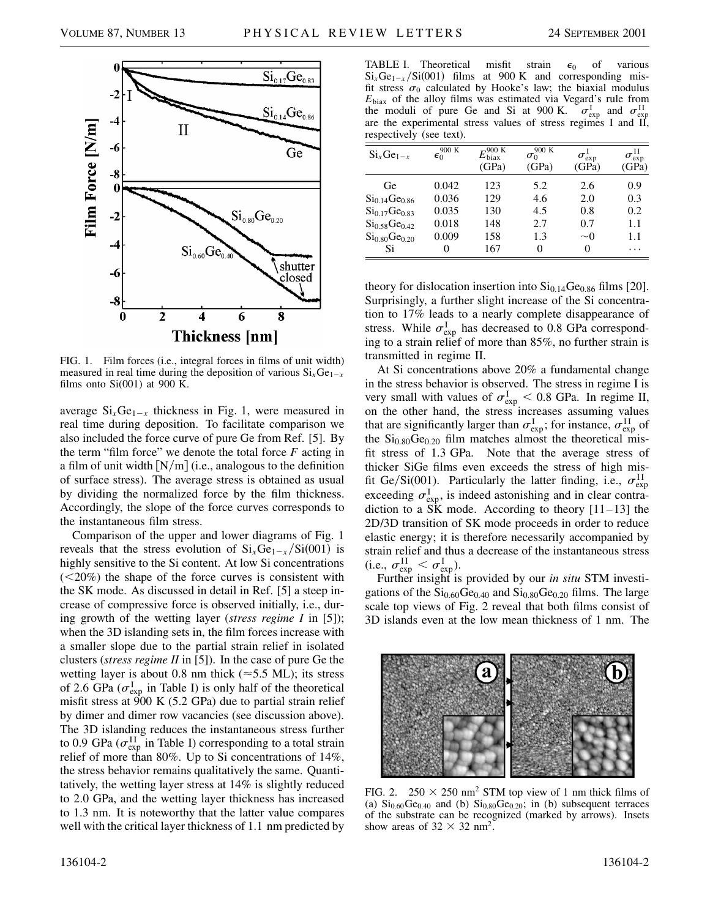FIG. 1. Film forces (i.e., integral forces in films of unit width) measured in real time during the deposition of various $Si_xGe_{1-x}$ films onto Si(001) at 900 K.

average $Si_xGe_{1-x}$ thickness in Fig. 1, were measured in real time during deposition. To facilitate comparison we also included the force curve of pure Ge from Ref. [5]. By the term "film force" we denote the total force $F$ acting in a film of unit width [N/m] (i.e., analogous to the definition of surface stress). The average stress is obtained as usual by dividing the normalized force by the film thickness. Accordingly, the slope of the force curves corresponds to the instantaneous film stress.

Comparison of the upper and lower diagrams of Fig. 1 reveals that the stress evolution of $Si_xGe_{1-x}/Si(001)$ is highly sensitive to the Si content. At low Si concentrations (<20%) the shape of the force curves is consistent with the SK mode. As discussed in detail in Ref. [5] a steep increase of compressive force is observed initially, i.e., during growth of the wetting layer (*stress regime I* in [5]); when the 3D islanding sets in, the film forces increase with a smaller slope due to the partial strain relief in isolated clusters (*stress regime II* in [5]). In the case of pure Ge the wetting layer is about 0.8 nm thick (≈5.5 ML); its stress of 2.6 GPa ($\sigma^{\mathrm{I}}_{\mathrm{exp}}$ in Table I) is only half of the theoretical misfit stress at 900 K (5.2 GPa) due to partial strain relief by dimer and dimer row vacancies (see discussion above). The 3D islanding reduces the instantaneous stress further to 0.9 GPa ($\sigma^{\mathrm{II}}_{\mathrm{exp}}$ in Table I) corresponding to a total strain relief of more than 80%. Up to Si concentrations of 14%, the stress behavior remains qualitatively the same. Quantitatively, the wetting layer stress at 14% is slightly reduced to 2.0 GPa, and the wetting layer thickness has increased to 1.3 nm. It is noteworthy that the latter value compares well with the critical layer thickness of 1.1 nm predicted by theory for dislocation insertion into $Si_{0.14}Ge_{0.86}$ films [20]. Surprisingly, a further slight increase of the Si concentration to 17% leads to a nearly complete disappearance of stress. While $\sigma^{\mathrm{I}}_{\mathrm{exp}}$ has decreased to 0.8 GPa corresponding to a strain relief of more than 85%, no further strain is transmitted in regime II.

TABLE I. Theoretical misfit strain $\epsilon_0$ of various $Si_xGe_{1-x}/Si(001)$ films at 900 K and corresponding misfit stress $\sigma_0$ calculated by Hooke's law; the biaxial modulus $E_{\mathrm{biax}}$ of the alloy films was estimated via Vegard's rule from the moduli of pure Ge and Si at 900 K. $\sigma^{\mathrm{I}}_{\mathrm{exp}}$ and $\sigma^{\mathrm{II}}_{\mathrm{exp}}$ are the experimental stress values of stress regimes I and II, respectively (see text).

| $Si_xGe_{1-x}$ | $\epsilon_0^{900\,\mathrm{K}}$ | $E_{\mathrm{biax}}^{900\,\mathrm{K}}$ (GPa) | $\sigma_0^{900\,\mathrm{K}}$ (GPa) | $\sigma^{\mathrm{I}}_{\mathrm{exp}}$ (GPa) | $\sigma^{\mathrm{II}}_{\mathrm{exp}}$ (GPa) |
|---|---|---|---|---|---|
| Ge | 0.042 | 123 | 5.2 | 2.6 | 0.9 |
| $Si_{0.14}Ge_{0.86}$ | 0.036 | 129 | 4.6 | 2.0 | 0.3 |
| $Si_{0.17}Ge_{0.83}$ | 0.035 | 130 | 4.5 | 0.8 | 0.2 |
| $Si_{0.58}Ge_{0.42}$ | 0.018 | 148 | 2.7 | 0.7 | 1.1 |
| $Si_{0.80}Ge_{0.20}$ | 0.009 | 158 | 1.3 | ~0 | 1.1 |
| Si | 0 | 167 | 0 | 0 | ⋯ |

At Si concentrations above 20% a fundamental change in the stress behavior is observed. The stress in regime I is very small with values of $\sigma^{\mathrm{I}}_{\mathrm{exp}} < 0.8$ GPa. In regime II, on the other hand, the stress increases assuming values that are significantly larger than $\sigma^{\mathrm{I}}_{\mathrm{exp}}$; for instance, $\sigma^{\mathrm{II}}_{\mathrm{exp}}$ of the $Si_{0.80}Ge_{0.20}$ film matches almost the theoretical misfit stress of 1.3 GPa. Note that the average stress of thicker SiGe films even exceeds the stress of high misfit Ge/Si(001). Particularly the latter finding, i.e., $\sigma^{\mathrm{II}}_{\mathrm{exp}}$ exceeding $\sigma^{\mathrm{I}}_{\mathrm{exp}}$, is indeed astonishing and in clear contradiction to a SK mode. According to theory [11–13] the 2D/3D transition of SK mode proceeds in order to reduce elastic energy; it is therefore necessarily accompanied by strain relief and thus a decrease of the instantaneous stress (i.e., $\sigma^{\mathrm{II}}_{\mathrm{exp}} < \sigma^{\mathrm{I}}_{\mathrm{exp}}$).

Further insight is provided by our *in situ* STM investigations of the $Si_{0.60}Ge_{0.40}$ and $Si_{0.80}Ge_{0.20}$ films. The large scale top views of Fig. 2 reveal that both films consist of 3D islands even at the low mean thickness of 1 nm. The

FIG. 2. 250 × 250 nm² STM top view of 1 nm thick films of (a) $Si_{0.60}Ge_{0.40}$ and (b) $Si_{0.80}Ge_{0.20}$; in (b) subsequent terraces of the substrate can be recognized (marked by arrows). Insets show areas of 32 × 32 nm².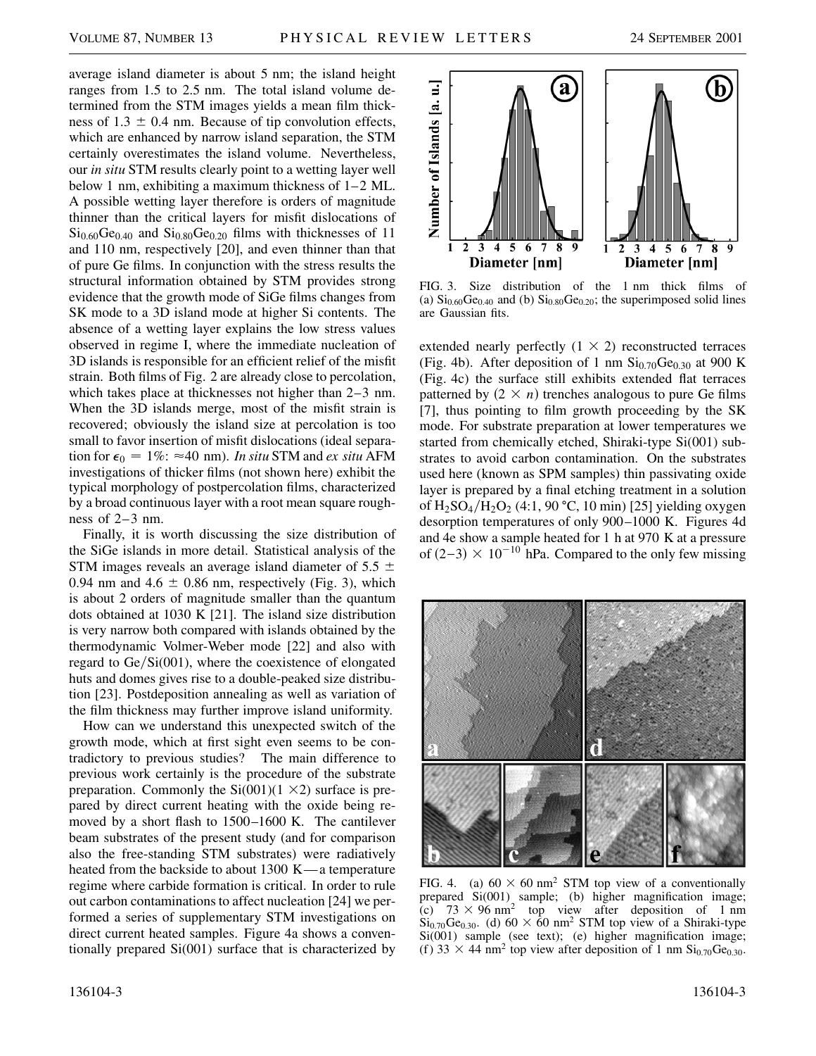average island diameter is about 5 nm; the island height ranges from 1.5 to 2.5 nm. The total island volume determined from the STM images yields a mean film thickness of $1.3 \pm 0.4$ nm. Because of tip convolution effects, which are enhanced by narrow island separation, the STM certainly overestimates the island volume. Nevertheless, our *in situ* STM results clearly point to a wetting layer well below 1 nm, exhibiting a maximum thickness of 1–2 ML. A possible wetting layer therefore is orders of magnitude thinner than the critical layers for misfit dislocations of $Si_{0.60}Ge_{0.40}$ and $Si_{0.80}Ge_{0.20}$ films with thicknesses of 11 and 110 nm, respectively [20], and even thinner than that of pure Ge films. In conjunction with the stress results the structural information obtained by STM provides strong evidence that the growth mode of SiGe films changes from SK mode to a 3D island mode at higher Si contents. The absence of a wetting layer explains the low stress values observed in regime I, where the immediate nucleation of 3D islands is responsible for an efficient relief of the misfit strain. Both films of Fig. 2 are already close to percolation, which takes place at thicknesses not higher than 2–3 nm. When the 3D islands merge, most of the misfit strain is recovered; obviously the island size at percolation is too small to favor insertion of misfit dislocations (ideal separation for $\epsilon_0 = 1\%$: $\approx 40$ nm). *In situ* STM and *ex situ* AFM investigations of thicker films (not shown here) exhibit the typical morphology of postpercolation films, characterized by a broad continuous layer with a root mean square roughness of 2–3 nm.

Finally, it is worth discussing the size distribution of the SiGe islands in more detail. Statistical analysis of the STM images reveals an average island diameter of $5.5 \pm 0.94$ nm and $4.6 \pm 0.86$ nm, respectively (Fig. 3), which is about 2 orders of magnitude smaller than the quantum dots obtained at 1030 K [21]. The island size distribution is very narrow both compared with islands obtained by the thermodynamic Volmer-Weber mode [22] and also with regard to Ge/Si(001), where the coexistence of elongated huts and domes gives rise to a double-peaked size distribution [23]. Postdeposition annealing as well as variation of the film thickness may further improve island uniformity.

How can we understand this unexpected switch of the growth mode, which at first sight even seems to be contradictory to previous studies? The main difference to previous work certainly is the procedure of the substrate preparation. Commonly the Si(001)$(1 \times 2)$ surface is prepared by direct current heating with the oxide being removed by a short flash to 1500–1600 K. The cantilever beam substrates of the present study (and for comparison also the free-standing STM substrates) were radiatively heated from the backside to about 1300 K—a temperature regime where carbide formation is critical. In order to rule out carbon contaminations to affect nucleation [24] we performed a series of supplementary STM investigations on direct current heated samples. Figure 4a shows a conventionally prepared Si(001) surface that is characterized by extended nearly perfectly $(1 \times 2)$ reconstructed terraces (Fig. 4b). After deposition of 1 nm $Si_{0.70}Ge_{0.30}$ at 900 K (Fig. 4c) the surface still exhibits extended flat terraces patterned by $(2 \times n)$ trenches analogous to pure Ge films [7], thus pointing to film growth proceeding by the SK mode. For substrate preparation at lower temperatures we started from chemically etched, Shiraki-type Si(001) substrates to avoid carbon contamination. On the substrates used here (known as SPM samples) thin passivating oxide layer is prepared by a final etching treatment in a solution of $H_2SO_4/H_2O_2$ (4:1, 90 °C, 10 min) [25] yielding oxygen desorption temperatures of only 900–1000 K. Figures 4d and 4e show a sample heated for 1 h at 970 K at a pressure of $(2–3) \times 10^{-10}$ hPa. Compared to the only few missing

FIG. 3. Size distribution of the 1 nm thick films of (a) $Si_{0.60}Ge_{0.40}$ and (b) $Si_{0.80}Ge_{0.20}$; the superimposed solid lines are Gaussian fits.

FIG. 4. (a) $60 \times 60$ nm$^2$ STM top view of a conventionally prepared Si(001) sample; (b) higher magnification image; (c) $73 \times 96$ nm$^2$ top view after deposition of 1 nm $Si_{0.70}Ge_{0.30}$. (d) $60 \times 60$ nm$^2$ STM top view of a Shiraki-type Si(001) sample (see text); (e) higher magnification image; (f) $33 \times 44$ nm$^2$ top view after deposition of 1 nm $Si_{0.70}Ge_{0.30}$.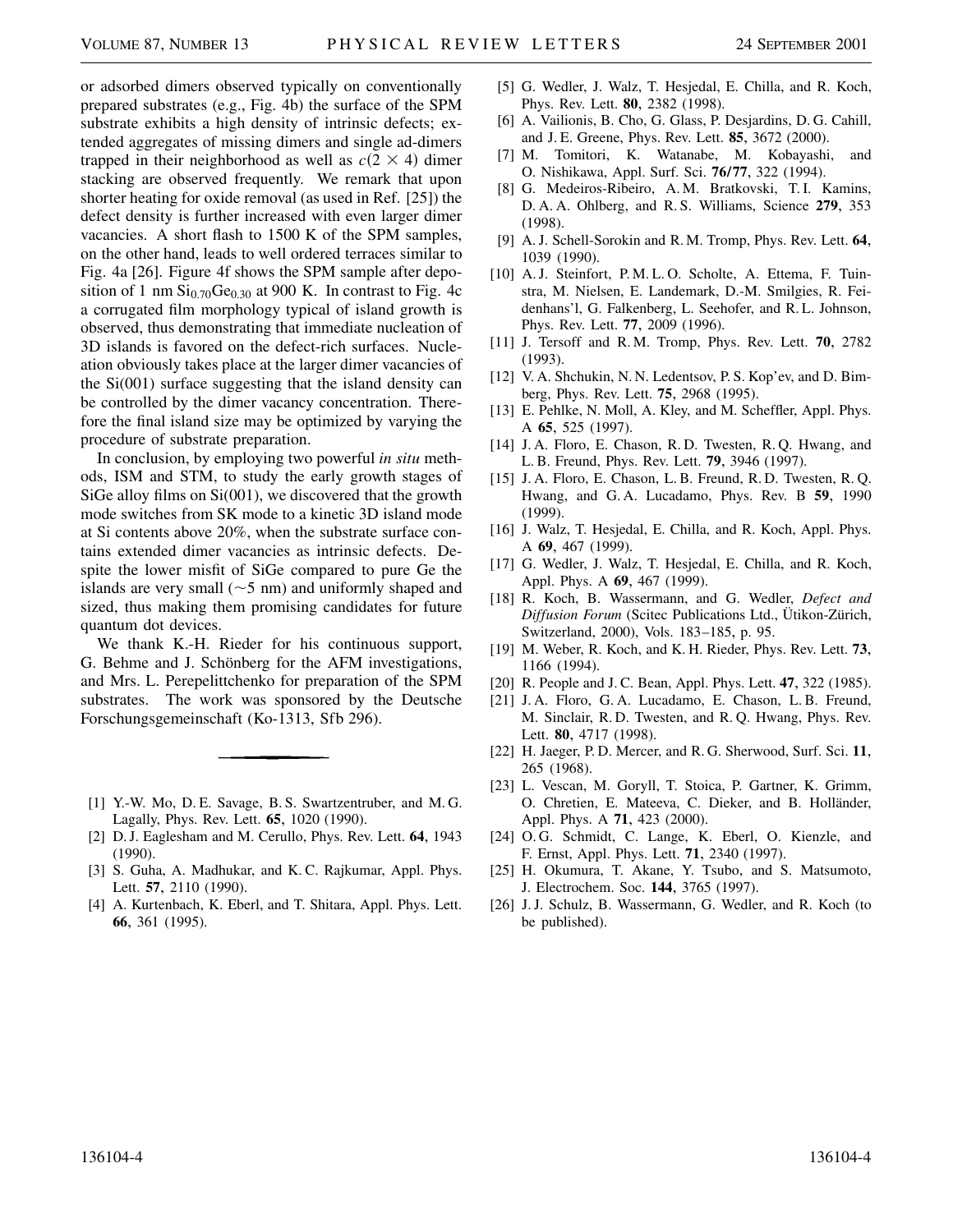or adsorbed dimers observed typically on conventionally prepared substrates (e.g., Fig. 4b) the surface of the SPM substrate exhibits a high density of intrinsic defects; extended aggregates of missing dimers and single ad-dimers trapped in their neighborhood as well as $c(2 \times 4)$ dimer stacking are observed frequently. We remark that upon shorter heating for oxide removal (as used in Ref. [25]) the defect density is further increased with even larger dimer vacancies. A short flash to 1500 K of the SPM samples, on the other hand, leads to well ordered terraces similar to Fig. 4a [26]. Figure 4f shows the SPM sample after deposition of 1 nm $Si_{0.70}Ge_{0.30}$ at 900 K. In contrast to Fig. 4c a corrugated film morphology typical of island growth is observed, thus demonstrating that immediate nucleation of 3D islands is favored on the defect-rich surfaces. Nucleation obviously takes place at the larger dimer vacancies of the Si(001) surface suggesting that the island density can be controlled by the dimer vacancy concentration. Therefore the final island size may be optimized by varying the procedure of substrate preparation.

In conclusion, by employing two powerful *in situ* methods, ISM and STM, to study the early growth stages of SiGe alloy films on Si(001), we discovered that the growth mode switches from SK mode to a kinetic 3D island mode at Si contents above 20%, when the substrate surface contains extended dimer vacancies as intrinsic defects. Despite the lower misfit of SiGe compared to pure Ge the islands are very small ($\sim$5 nm) and uniformly shaped and sized, thus making them promising candidates for future quantum dot devices.

We thank K.-H. Rieder for his continuous support, G. Behme and J. Schönberg for the AFM investigations, and Mrs. L. Perepelittchenko for preparation of the SPM substrates. The work was sponsored by the Deutsche Forschungsgemeinschaft (Ko-1313, Sfb 296).

---

[1] Y.-W. Mo, D. E. Savage, B. S. Swartzentruber, and M. G. Lagally, Phys. Rev. Lett. **65**, 1020 (1990).
[2] D. J. Eaglesham and M. Cerullo, Phys. Rev. Lett. **64**, 1943 (1990).
[3] S. Guha, A. Madhukar, and K. C. Rajkumar, Appl. Phys. Lett. **57**, 2110 (1990).
[4] A. Kurtenbach, K. Eberl, and T. Shitara, Appl. Phys. Lett. **66**, 361 (1995).
[5] G. Wedler, J. Walz, T. Hesjedal, E. Chilla, and R. Koch, Phys. Rev. Lett. **80**, 2382 (1998).
[6] A. Vailionis, B. Cho, G. Glass, P. Desjardins, D. G. Cahill, and J. E. Greene, Phys. Rev. Lett. **85**, 3672 (2000).
[7] M. Tomitori, K. Watanabe, M. Kobayashi, and O. Nishikawa, Appl. Surf. Sci. **76/77**, 322 (1994).
[8] G. Medeiros-Ribeiro, A. M. Bratkovski, T. I. Kamins, D. A. A. Ohlberg, and R. S. Williams, Science **279**, 353 (1998).
[9] A. J. Schell-Sorokin and R. M. Tromp, Phys. Rev. Lett. **64**, 1039 (1990).
[10] A. J. Steinfort, P. M. L. O. Scholte, A. Ettema, F. Tuinstra, M. Nielsen, E. Landemark, D.-M. Smilgies, R. Feidenhans'l, G. Falkenberg, L. Seehofer, and R. L. Johnson, Phys. Rev. Lett. **77**, 2009 (1996).
[11] J. Tersoff and R. M. Tromp, Phys. Rev. Lett. **70**, 2782 (1993).
[12] V. A. Shchukin, N. N. Ledentsov, P. S. Kop'ev, and D. Bimberg, Phys. Rev. Lett. **75**, 2968 (1995).
[13] E. Pehlke, N. Moll, A. Kley, and M. Scheffler, Appl. Phys. A **65**, 525 (1997).
[14] J. A. Floro, E. Chason, R. D. Twesten, R. Q. Hwang, and L. B. Freund, Phys. Rev. Lett. **79**, 3946 (1997).
[15] J. A. Floro, E. Chason, L. B. Freund, R. D. Twesten, R. Q. Hwang, and G. A. Lucadamo, Phys. Rev. B **59**, 1990 (1999).
[16] J. Walz, T. Hesjedal, E. Chilla, and R. Koch, Appl. Phys. A **69**, 467 (1999).
[17] G. Wedler, J. Walz, T. Hesjedal, E. Chilla, and R. Koch, Appl. Phys. A **69**, 467 (1999).
[18] R. Koch, B. Wassermann, and G. Wedler, *Defect and Diffusion Forum* (Scitec Publications Ltd., Ütikon-Zürich, Switzerland, 2000), Vols. 183–185, p. 95.
[19] M. Weber, R. Koch, and K. H. Rieder, Phys. Rev. Lett. **73**, 1166 (1994).
[20] R. People and J. C. Bean, Appl. Phys. Lett. **47**, 322 (1985).
[21] J. A. Floro, G. A. Lucadamo, E. Chason, L. B. Freund, M. Sinclair, R. D. Twesten, and R. Q. Hwang, Phys. Rev. Lett. **80**, 4717 (1998).
[22] H. Jaeger, P. D. Mercer, and R. G. Sherwood, Surf. Sci. **11**, 265 (1968).
[23] L. Vescan, M. Goryll, T. Stoica, P. Gartner, K. Grimm, O. Chretien, E. Mateeva, C. Dieker, and B. Holländer, Appl. Phys. A **71**, 423 (2000).
[24] O. G. Schmidt, C. Lange, K. Eberl, O. Kienzle, and F. Ernst, Appl. Phys. Lett. **71**, 2340 (1997).
[25] H. Okumura, T. Akane, Y. Tsubo, and S. Matsumoto, J. Electrochem. Soc. **144**, 3765 (1997).
[26] J. J. Schulz, B. Wassermann, G. Wedler, and R. Koch (to be published).